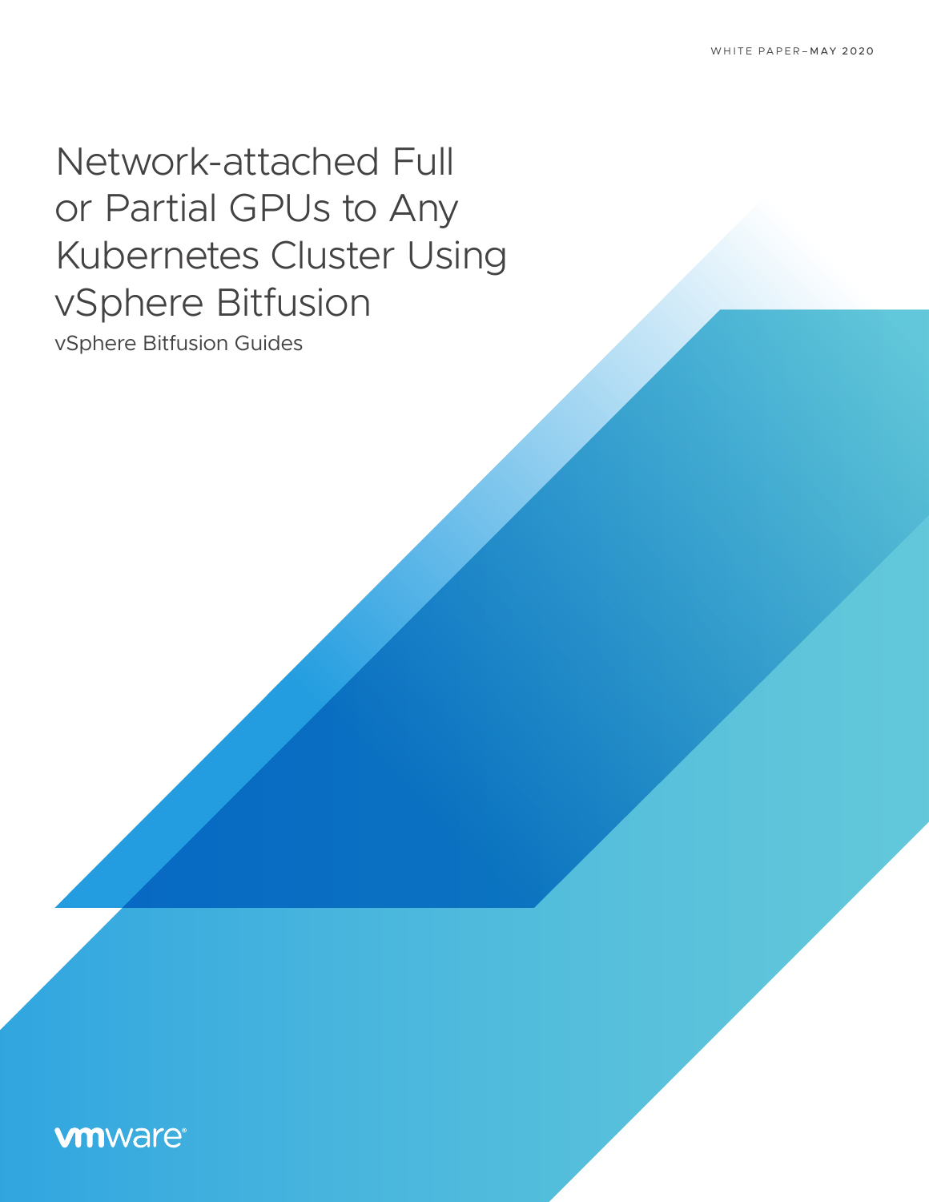WHITE PAPER–MAY 2020

# Network-attached Full or Partial GPUs to Any Kubernetes Cluster Using vSphere Bitfusion

vSphere Bitfusion Guides

vmware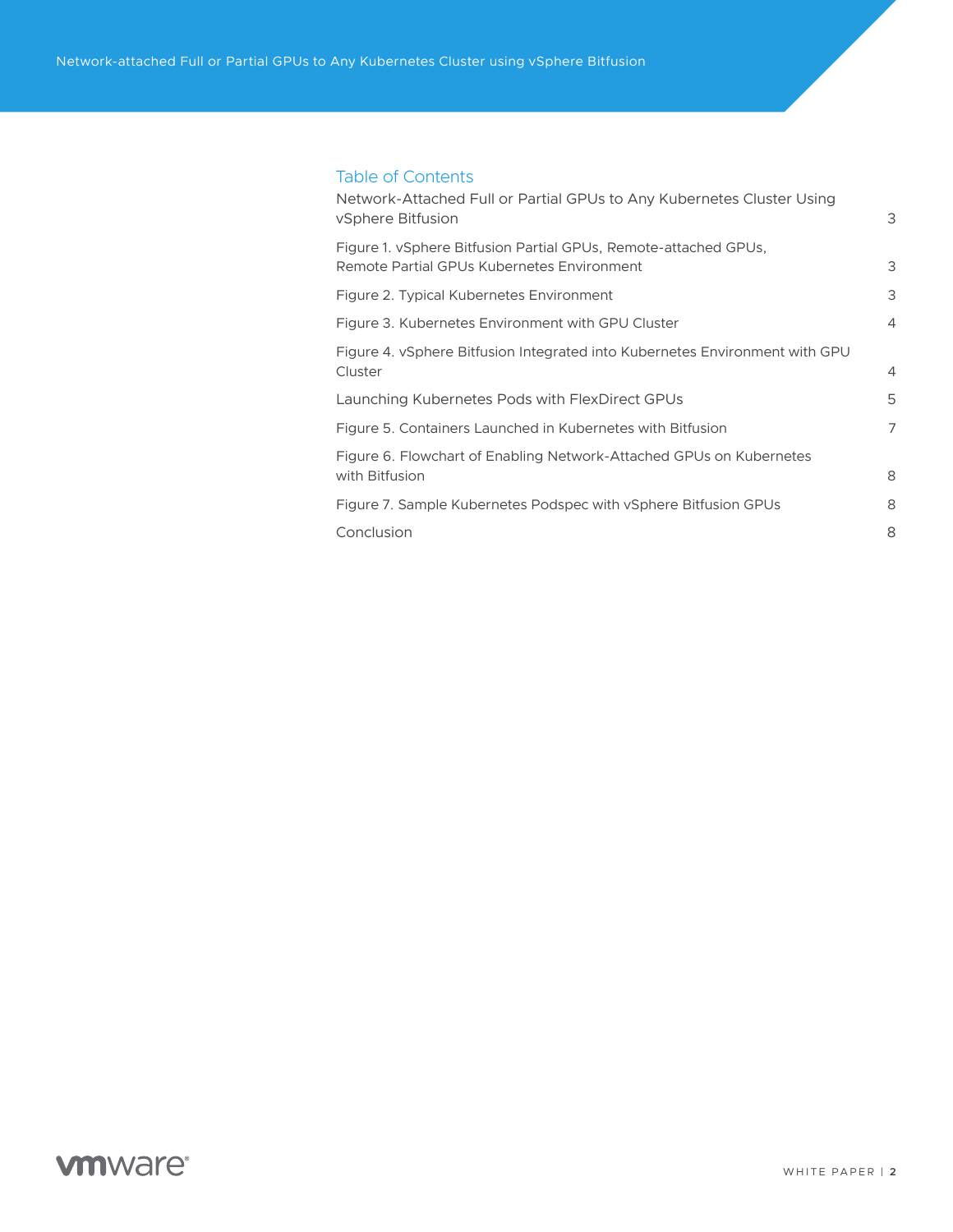## Table of Contents

| | |
|---|---|
| Network-Attached Full or Partial GPUs to Any Kubernetes Cluster Using vSphere Bitfusion | 3 |
| Figure 1. vSphere Bitfusion Partial GPUs, Remote-attached GPUs, Remote Partial GPUs Kubernetes Environment | 3 |
| Figure 2. Typical Kubernetes Environment | 3 |
| Figure 3. Kubernetes Environment with GPU Cluster | 4 |
| Figure 4. vSphere Bitfusion Integrated into Kubernetes Environment with GPU Cluster | 4 |
| Launching Kubernetes Pods with FlexDirect GPUs | 5 |
| Figure 5. Containers Launched in Kubernetes with Bitfusion | 7 |
| Figure 6. Flowchart of Enabling Network-Attached GPUs on Kubernetes with Bitfusion | 8 |
| Figure 7. Sample Kubernetes Podspec with vSphere Bitfusion GPUs | 8 |
| Conclusion | 8 |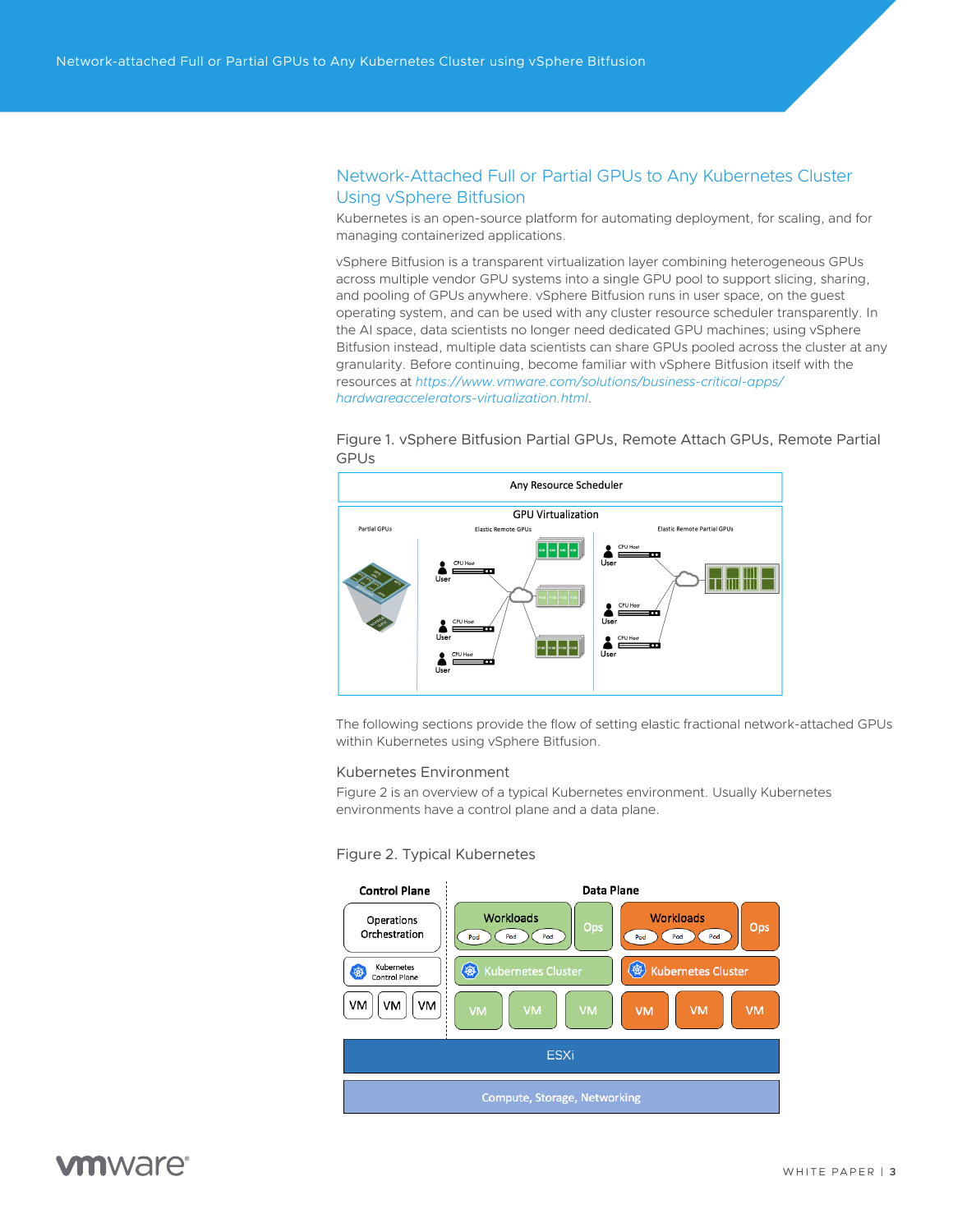## Network-Attached Full or Partial GPUs to Any Kubernetes Cluster Using vSphere Bitfusion

Kubernetes is an open-source platform for automating deployment, for scaling, and for managing containerized applications.

vSphere Bitfusion is a transparent virtualization layer combining heterogeneous GPUs across multiple vendor GPU systems into a single GPU pool to support slicing, sharing, and pooling of GPUs anywhere. vSphere Bitfusion runs in user space, on the guest operating system, and can be used with any cluster resource scheduler transparently. In the AI space, data scientists no longer need dedicated GPU machines; using vSphere Bitfusion instead, multiple data scientists can share GPUs pooled across the cluster at any granularity. Before continuing, become familiar with vSphere Bitfusion itself with the resources at *https://www.vmware.com/solutions/business-critical-apps/hardwareaccelerators-virtualization.html*.

Figure 1. vSphere Bitfusion Partial GPUs, Remote Attach GPUs, Remote Partial GPUs

The following sections provide the flow of setting elastic fractional network-attached GPUs within Kubernetes using vSphere Bitfusion.

### Kubernetes Environment

Figure 2 is an overview of a typical Kubernetes environment. Usually Kubernetes environments have a control plane and a data plane.

Figure 2. Typical Kubernetes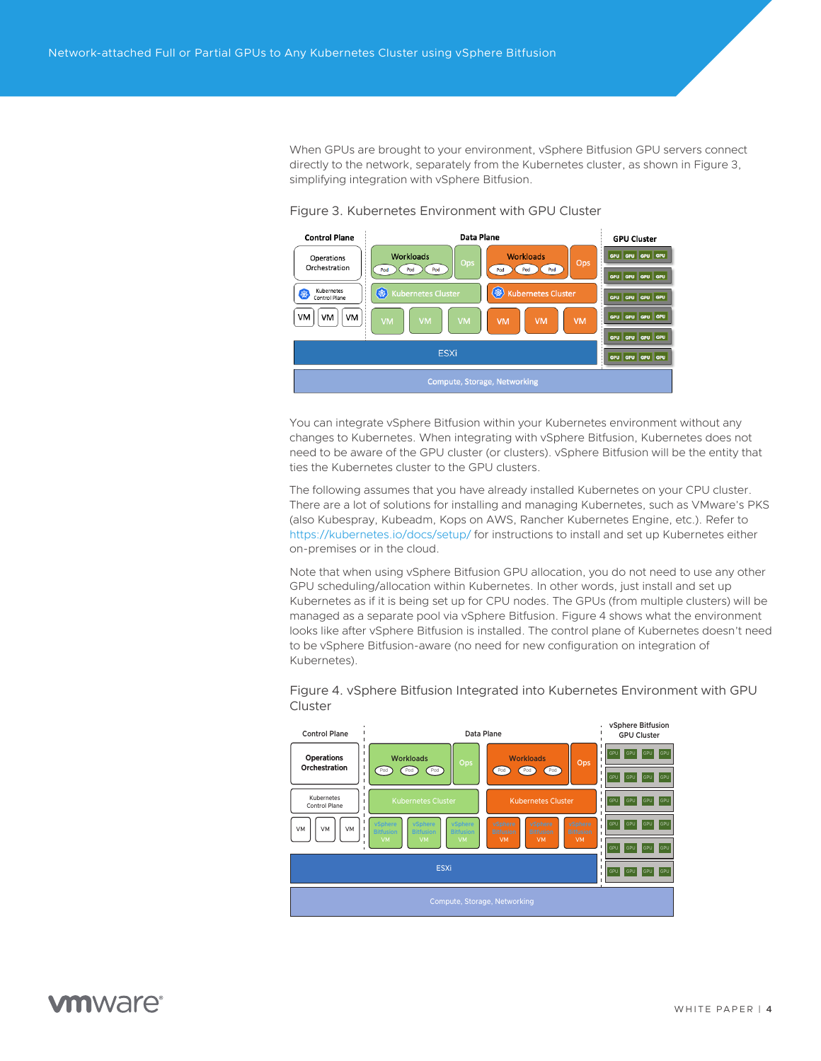When GPUs are brought to your environment, vSphere Bitfusion GPU servers connect directly to the network, separately from the Kubernetes cluster, as shown in Figure 3, simplifying integration with vSphere Bitfusion.

Figure 3. Kubernetes Environment with GPU Cluster

You can integrate vSphere Bitfusion within your Kubernetes environment without any changes to Kubernetes. When integrating with vSphere Bitfusion, Kubernetes does not need to be aware of the GPU cluster (or clusters). vSphere Bitfusion will be the entity that ties the Kubernetes cluster to the GPU clusters.

The following assumes that you have already installed Kubernetes on your CPU cluster. There are a lot of solutions for installing and managing Kubernetes, such as VMware's PKS (also Kubespray, Kubeadm, Kops on AWS, Rancher Kubernetes Engine, etc.). Refer to https://kubernetes.io/docs/setup/ for instructions to install and set up Kubernetes either on-premises or in the cloud.

Note that when using vSphere Bitfusion GPU allocation, you do not need to use any other GPU scheduling/allocation within Kubernetes. In other words, just install and set up Kubernetes as if it is being set up for CPU nodes. The GPUs (from multiple clusters) will be managed as a separate pool via vSphere Bitfusion. Figure 4 shows what the environment looks like after vSphere Bitfusion is installed. The control plane of Kubernetes doesn't need to be vSphere Bitfusion-aware (no need for new configuration on integration of Kubernetes).

Figure 4. vSphere Bitfusion Integrated into Kubernetes Environment with GPU Cluster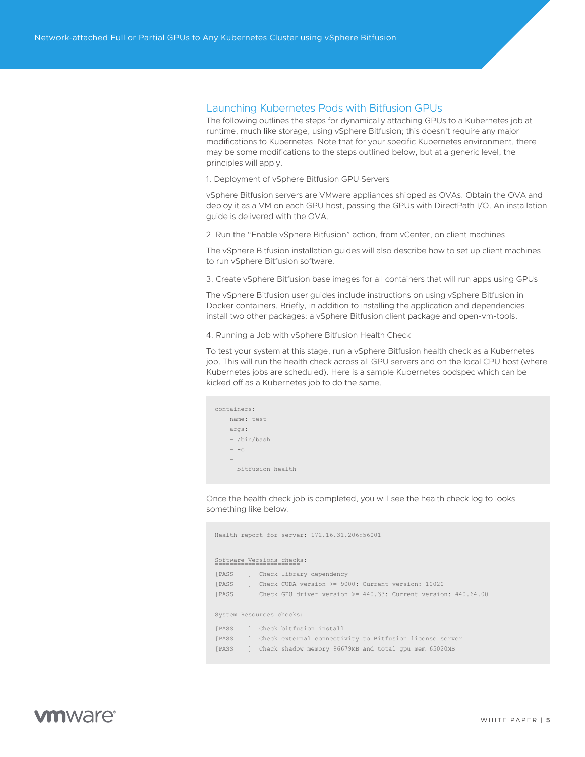## Launching Kubernetes Pods with Bitfusion GPUs

The following outlines the steps for dynamically attaching GPUs to a Kubernetes job at runtime, much like storage, using vSphere Bitfusion; this doesn't require any major modifications to Kubernetes. Note that for your specific Kubernetes environment, there may be some modifications to the steps outlined below, but at a generic level, the principles will apply.

1. Deployment of vSphere Bitfusion GPU Servers

vSphere Bitfusion servers are VMware appliances shipped as OVAs. Obtain the OVA and deploy it as a VM on each GPU host, passing the GPUs with DirectPath I/O. An installation guide is delivered with the OVA.

2. Run the "Enable vSphere Bitfusion" action, from vCenter, on client machines

The vSphere Bitfusion installation guides will also describe how to set up client machines to run vSphere Bitfusion software.

3. Create vSphere Bitfusion base images for all containers that will run apps using GPUs

The vSphere Bitfusion user guides include instructions on using vSphere Bitfusion in Docker containers. Briefly, in addition to installing the application and dependencies, install two other packages: a vSphere Bitfusion client package and open-vm-tools.

4. Running a Job with vSphere Bitfusion Health Check

To test your system at this stage, run a vSphere Bitfusion health check as a Kubernetes job. This will run the health check across all GPU servers and on the local CPU host (where Kubernetes jobs are scheduled). Here is a sample Kubernetes podspec which can be kicked off as a Kubernetes job to do the same.

```
containers:
  - name: test
    args:
    - /bin/bash
    - -c
    - |
      bitfusion health
```

Once the health check job is completed, you will see the health check log to looks something like below.

```
Health report for server: 172.16.31.206:56001
========================================

Software Versions checks:
=======================
[PASS    ]  Check library dependency
[PASS    ]  Check CUDA version >= 9000: Current version: 10020
[PASS    ]  Check GPU driver version >= 440.33: Current version: 440.64.00

System Resources checks:
=======================
[PASS    ]  Check bitfusion install
[PASS    ]  Check external connectivity to Bitfusion license server
[PASS    ]  Check shadow memory 96679MB and total gpu mem 65020MB
```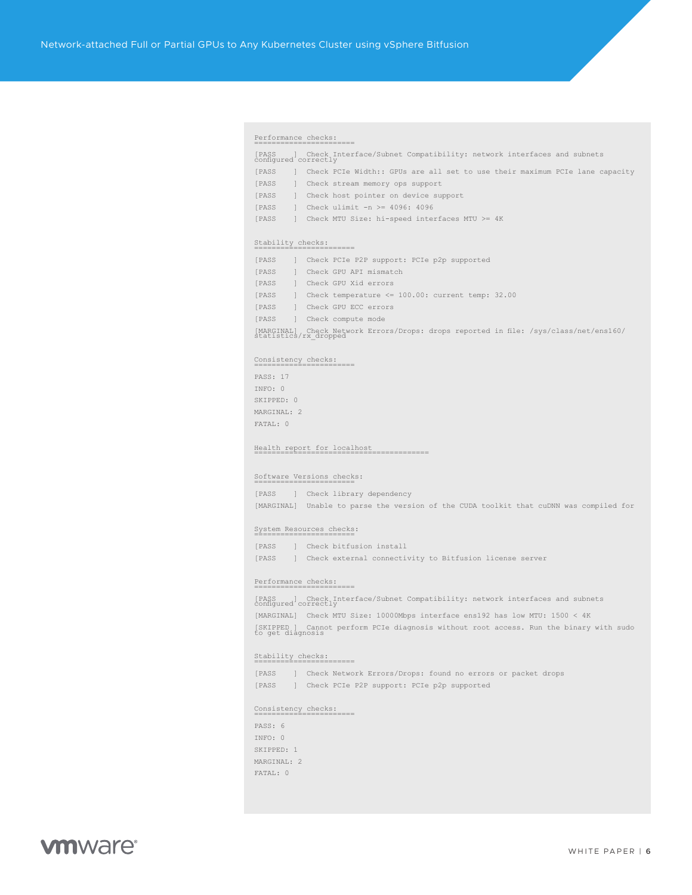```
Performance checks:
=======================
[PASS    ]  Check Interface/Subnet Compatibility: network interfaces and subnets
configured correctly
[PASS    ]  Check PCIe Width:: GPUs are all set to use their maximum PCIe lane capacity
[PASS    ]  Check stream memory ops support
[PASS    ]  Check host pointer on device support
[PASS    ]  Check ulimit -n >= 4096: 4096
[PASS    ]  Check MTU Size: hi-speed interfaces MTU >= 4K

Stability checks:
=======================
[PASS    ]  Check PCIe P2P support: PCIe p2p supported
[PASS    ]  Check GPU API mismatch
[PASS    ]  Check GPU Xid errors
[PASS    ]  Check temperature <= 100.00: current temp: 32.00
[PASS    ]  Check GPU ECC errors
[PASS    ]  Check compute mode
[MARGINAL]  Check Network Errors/Drops: drops reported in file: /sys/class/net/ens160/
statistics/rx_dropped

Consistency checks:
=======================
PASS: 17
INFO: 0
SKIPPED: 0
MARGINAL: 2
FATAL: 0

Health report for localhost
========================================

Software Versions checks:
=======================
[PASS    ]  Check library dependency
[MARGINAL]  Unable to parse the version of the CUDA toolkit that cuDNN was compiled for

System Resources checks:
=======================
[PASS    ]  Check bitfusion install
[PASS    ]  Check external connectivity to Bitfusion license server

Performance checks:
=======================
[PASS    ]  Check Interface/Subnet Compatibility: network interfaces and subnets
configured correctly
[MARGINAL]  Check MTU Size: 10000Mbps interface ens192 has low MTU: 1500 < 4K
[SKIPPED ]  Cannot perform PCIe diagnosis without root access. Run the binary with sudo
to get diagnosis

Stability checks:
=======================
[PASS    ]  Check Network Errors/Drops: found no errors or packet drops
[PASS    ]  Check PCIe P2P support: PCIe p2p supported

Consistency checks:
=======================
PASS: 6
INFO: 0
SKIPPED: 1
MARGINAL: 2
FATAL: 0
```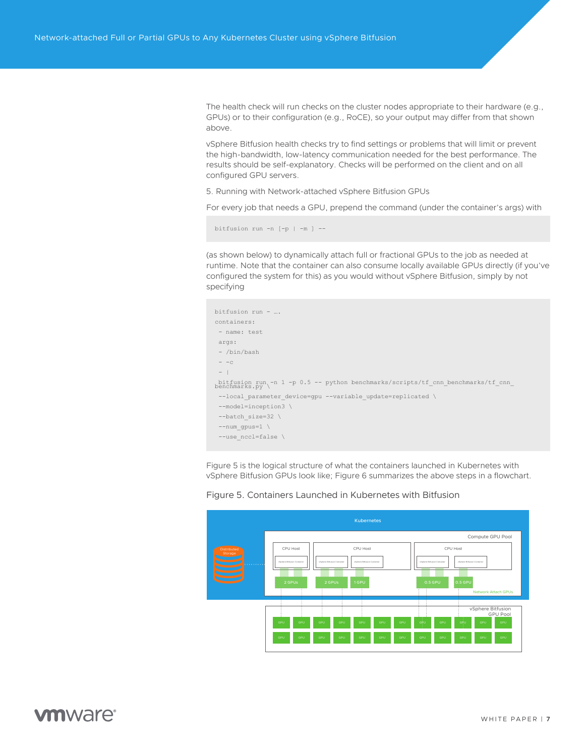The health check will run checks on the cluster nodes appropriate to their hardware (e.g., GPUs) or to their configuration (e.g., RoCE), so your output may differ from that shown above.

vSphere Bitfusion health checks try to find settings or problems that will limit or prevent the high-bandwidth, low-latency communication needed for the best performance. The results should be self-explanatory. Checks will be performed on the client and on all configured GPU servers.

5. Running with Network-attached vSphere Bitfusion GPUs

For every job that needs a GPU, prepend the command (under the container's args) with

```
bitfusion run -n [-p | -m ] --
```

(as shown below) to dynamically attach full or fractional GPUs to the job as needed at runtime. Note that the container can also consume locally available GPUs directly (if you've configured the system for this) as you would without vSphere Bitfusion, simply by not specifying

```
bitfusion run - ….
containers:
 - name: test
 args:
 - /bin/bash
 - -c
 - |
 bitfusion run -n 1 -p 0.5 -- python benchmarks/scripts/tf_cnn_benchmarks/tf_cnn_benchmarks.py \
 --local_parameter_device=gpu --variable_update=replicated \
 --model=inception3 \
 --batch_size=32 \
 --num_gpus=1 \
 --use_nccl=false \
```

Figure 5 is the logical structure of what the containers launched in Kubernetes with vSphere Bitfusion GPUs look like; Figure 6 summarizes the above steps in a flowchart.

Figure 5. Containers Launched in Kubernetes with Bitfusion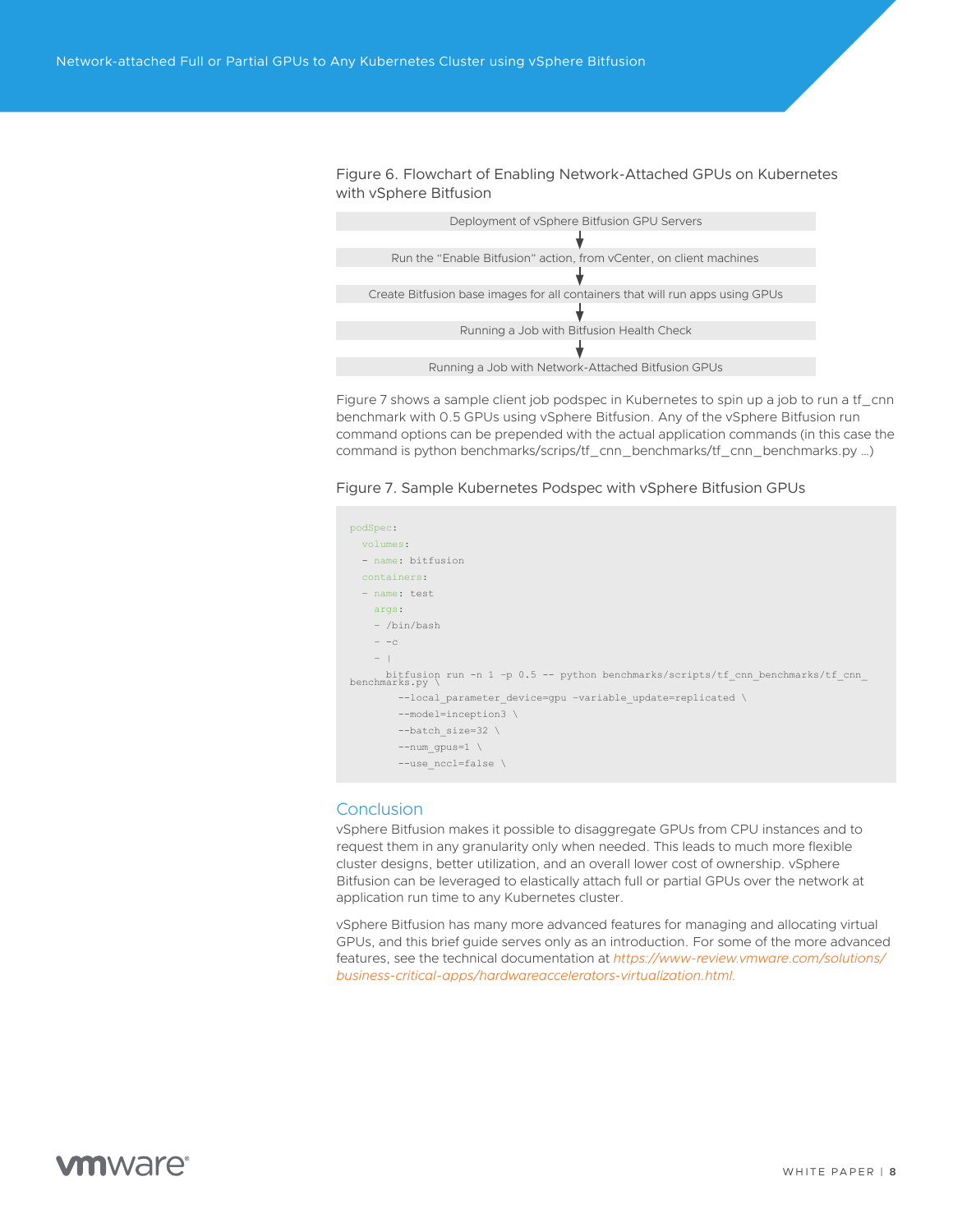Figure 6. Flowchart of Enabling Network-Attached GPUs on Kubernetes with vSphere Bitfusion

Deployment of vSphere Bitfusion GPU Servers

↓

Run the "Enable Bitfusion" action, from vCenter, on client machines

↓

Create Bitfusion base images for all containers that will run apps using GPUs

↓

Running a Job with Bitfusion Health Check

↓

Running a Job with Network-Attached Bitfusion GPUs

Figure 7 shows a sample client job podspec in Kubernetes to spin up a job to run a tf_cnn benchmark with 0.5 GPUs using vSphere Bitfusion. Any of the vSphere Bitfusion run command options can be prepended with the actual application commands (in this case the command is python benchmarks/scrips/tf_cnn_benchmarks/tf_cnn_benchmarks.py …)

Figure 7. Sample Kubernetes Podspec with vSphere Bitfusion GPUs

```
podSpec:
  volumes:
  - name: bitfusion
  containers:
  - name: test
    args:
    - /bin/bash
    - -c
    - |
      bitfusion run -n 1 -p 0.5 -- python benchmarks/scripts/tf_cnn_benchmarks/tf_cnn_benchmarks.py \
        --local_parameter_device=gpu -variable_update=replicated \
        --model=inception3 \
        --batch_size=32 \
        --num_gpus=1 \
        --use_nccl=false \
```

## Conclusion

vSphere Bitfusion makes it possible to disaggregate GPUs from CPU instances and to request them in any granularity only when needed. This leads to much more flexible cluster designs, better utilization, and an overall lower cost of ownership. vSphere Bitfusion can be leveraged to elastically attach full or partial GPUs over the network at application run time to any Kubernetes cluster.

vSphere Bitfusion has many more advanced features for managing and allocating virtual GPUs, and this brief guide serves only as an introduction. For some of the more advanced features, see the technical documentation at *https://www-review.vmware.com/solutions/business-critical-apps/hardwareaccelerators-virtualization.html.*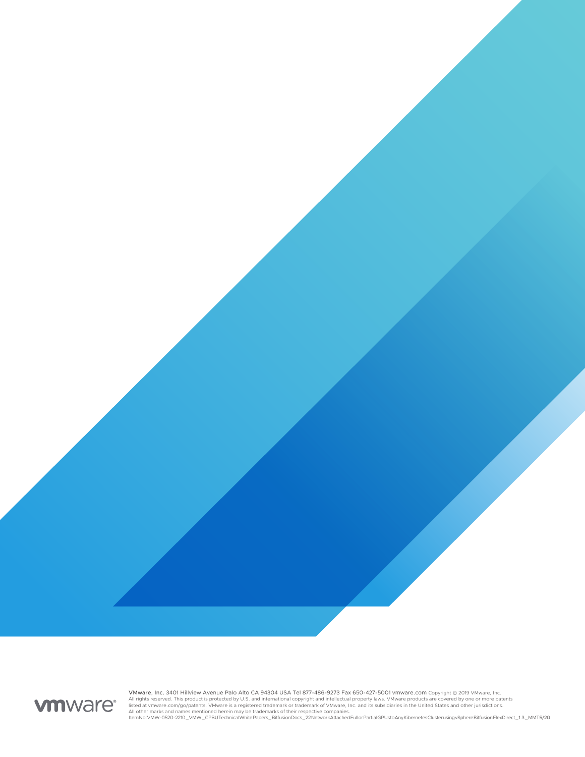vmware®

VMware, Inc. 3401 Hillview Avenue Palo Alto CA 94304 USA Tel 877-486-9273 Fax 650-427-5001 vmware.com Copyright © 2019 VMware, Inc. All rights reserved. This product is protected by U.S. and international copyright and intellectual property laws. VMware products are covered by one or more patents listed at vmware.com/go/patents. VMware is a registered trademark or trademark of VMware, Inc. and its subsidiaries in the United States and other jurisdictions. All other marks and names mentioned herein may be trademarks of their respective companies.
ItemNo:VMW-0520-2210_VMW_CPBUTechnicalWhitePapers_BitfusionDocs_22NetworkAttachedFullorPartialGPUstoAnyKibernetesClusterusingvSphereBitfusionFlexDirect_1.3_MMT5/20